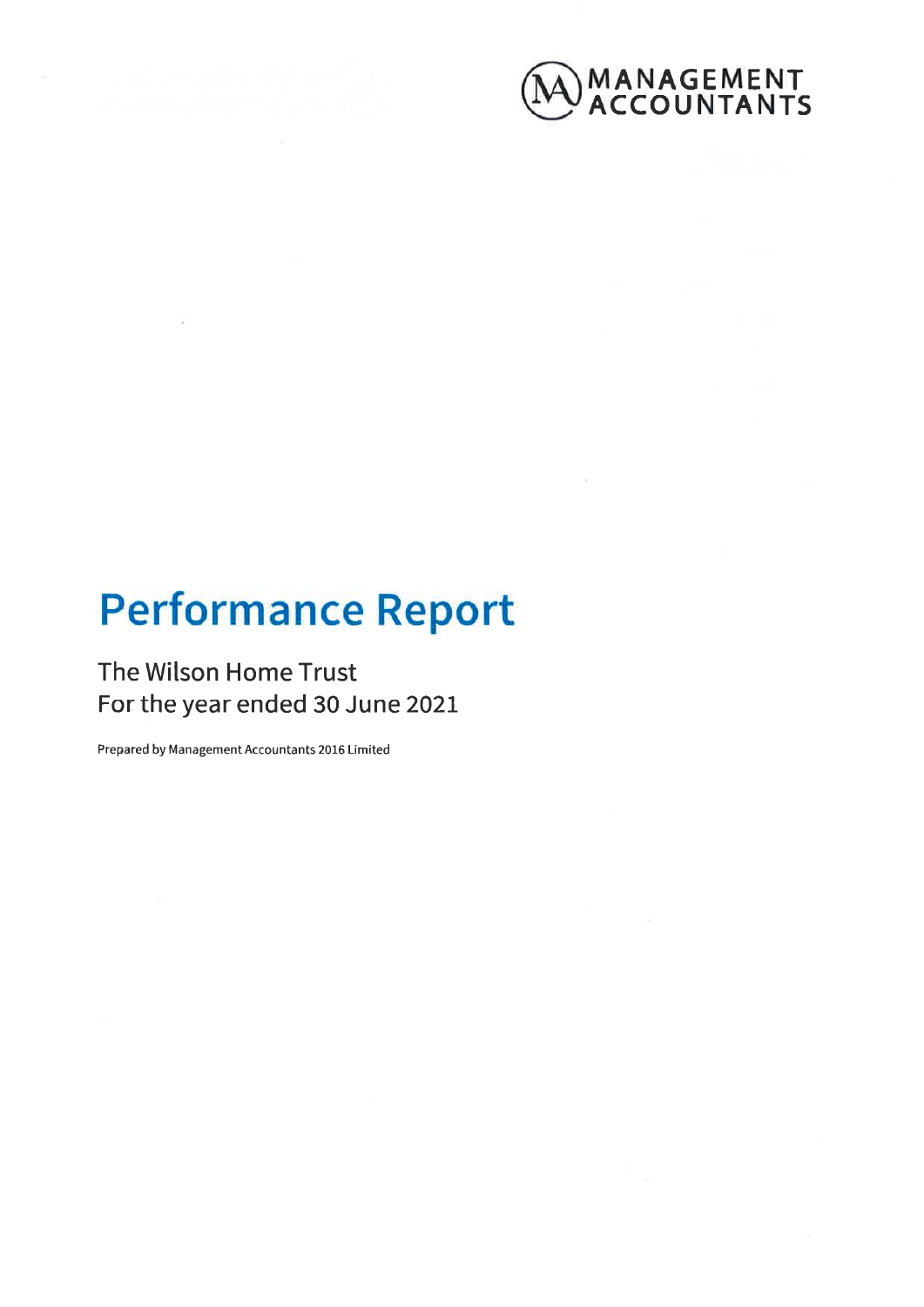MANAGEMENT ACCOUNTANTS

# Performance Report

## The Wilson Home Trust
## For the year ended 30 June 2021

Prepared by Management Accountants 2016 Limited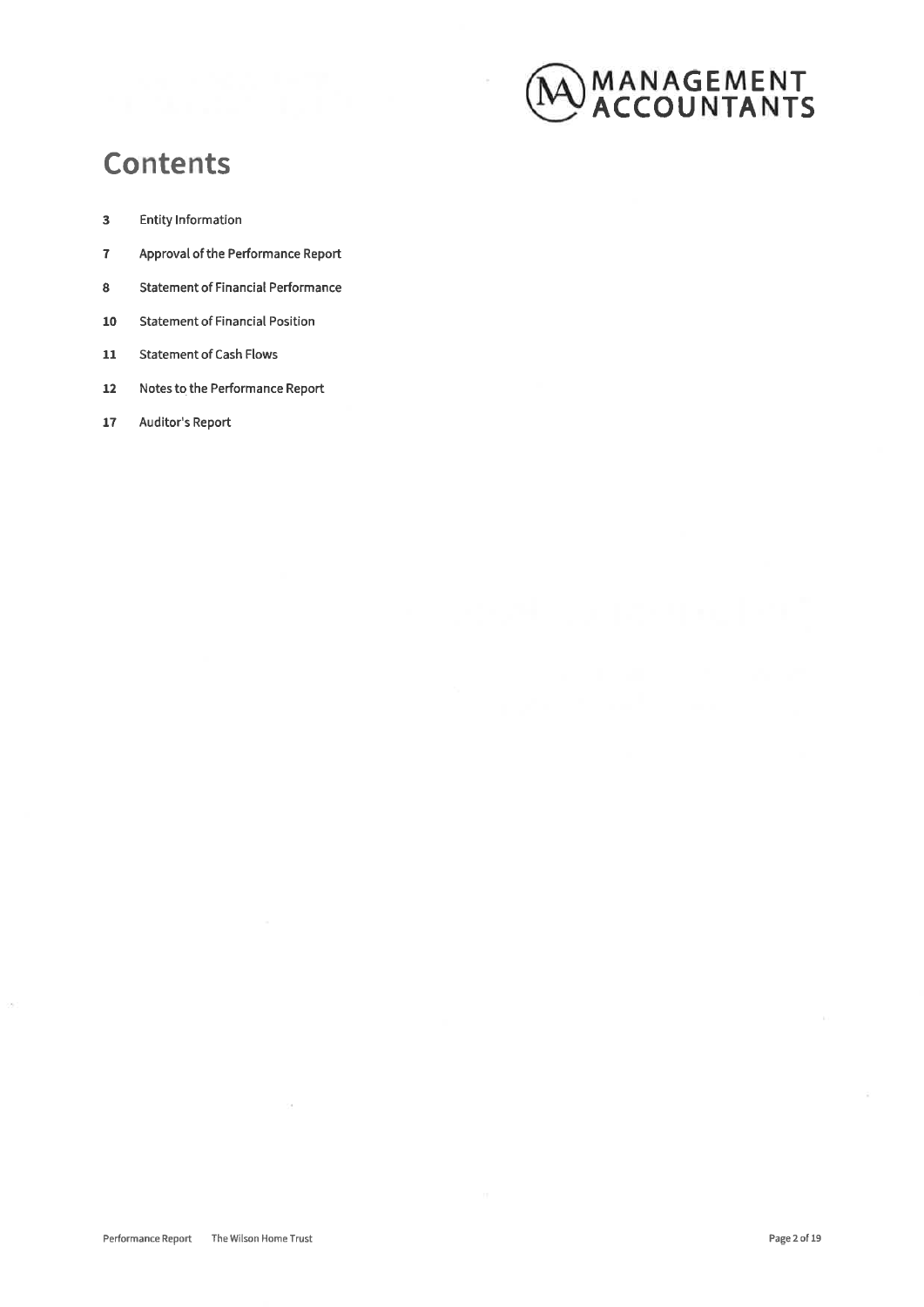# Contents

| | |
|---|---|
| 3 | Entity Information |
| 7 | Approval of the Performance Report |
| 8 | Statement of Financial Performance |
| 10 | Statement of Financial Position |
| 11 | Statement of Cash Flows |
| 12 | Notes to the Performance Report |
| 17 | Auditor's Report |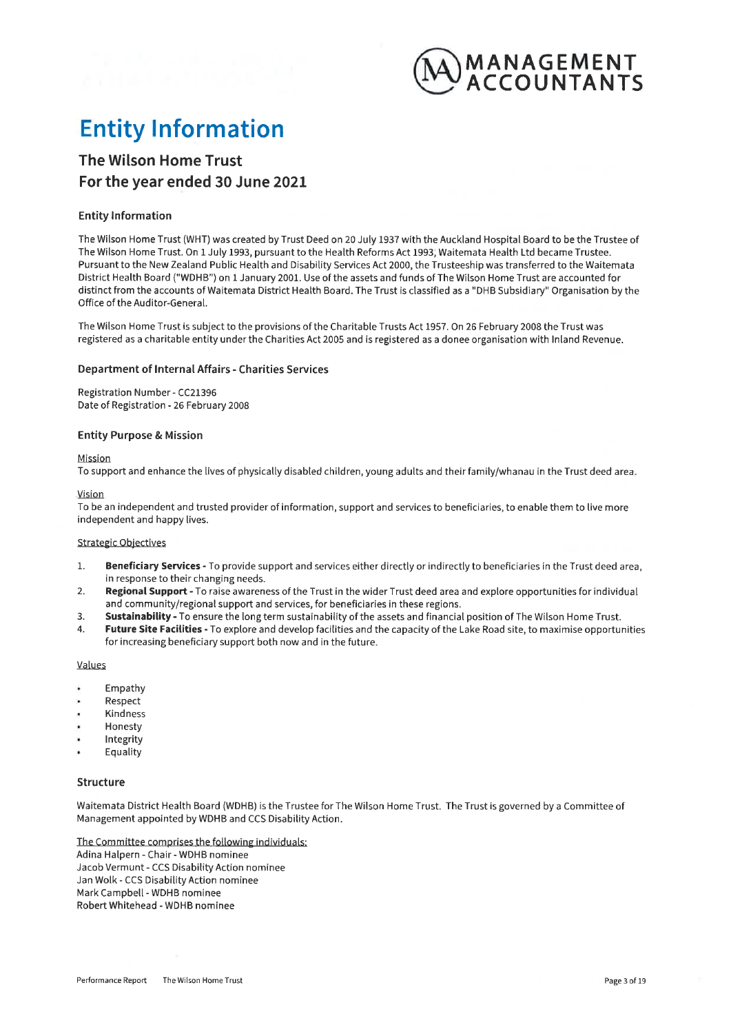# Entity Information

## The Wilson Home Trust
## For the year ended 30 June 2021

### Entity Information

The Wilson Home Trust (WHT) was created by Trust Deed on 20 July 1937 with the Auckland Hospital Board to be the Trustee of The Wilson Home Trust. On 1 July 1993, pursuant to the Health Reforms Act 1993, Waitemata Health Ltd became Trustee. Pursuant to the New Zealand Public Health and Disability Services Act 2000, the Trusteeship was transferred to the Waitemata District Health Board ("WDHB") on 1 January 2001. Use of the assets and funds of The Wilson Home Trust are accounted for distinct from the accounts of Waitemata District Health Board. The Trust is classified as a "DHB Subsidiary" Organisation by the Office of the Auditor-General.

The Wilson Home Trust is subject to the provisions of the Charitable Trusts Act 1957. On 26 February 2008 the Trust was registered as a charitable entity under the Charities Act 2005 and is registered as a donee organisation with Inland Revenue.

### Department of Internal Affairs - Charities Services

Registration Number - CC21396
Date of Registration - 26 February 2008

### Entity Purpose & Mission

Mission
To support and enhance the lives of physically disabled children, young adults and their family/whanau in the Trust deed area.

Vision
To be an independent and trusted provider of information, support and services to beneficiaries, to enable them to live more independent and happy lives.

Strategic Objectives

1. **Beneficiary Services -** To provide support and services either directly or indirectly to beneficiaries in the Trust deed area, in response to their changing needs.
2. **Regional Support -** To raise awareness of the Trust in the wider Trust deed area and explore opportunities for individual and community/regional support and services, for beneficiaries in these regions.
3. **Sustainability -** To ensure the long term sustainability of the assets and financial position of The Wilson Home Trust.
4. **Future Site Facilities -** To explore and develop facilities and the capacity of the Lake Road site, to maximise opportunities for increasing beneficiary support both now and in the future.

Values

- Empathy
- Respect
- Kindness
- Honesty
- Integrity
- Equality

### Structure

Waitemata District Health Board (WDHB) is the Trustee for The Wilson Home Trust. The Trust is governed by a Committee of Management appointed by WDHB and CCS Disability Action.

The Committee comprises the following individuals:
Adina Halpern - Chair - WDHB nominee
Jacob Vermunt - CCS Disability Action nominee
Jan Wolk - CCS Disability Action nominee
Mark Campbell - WDHB nominee
Robert Whitehead - WDHB nominee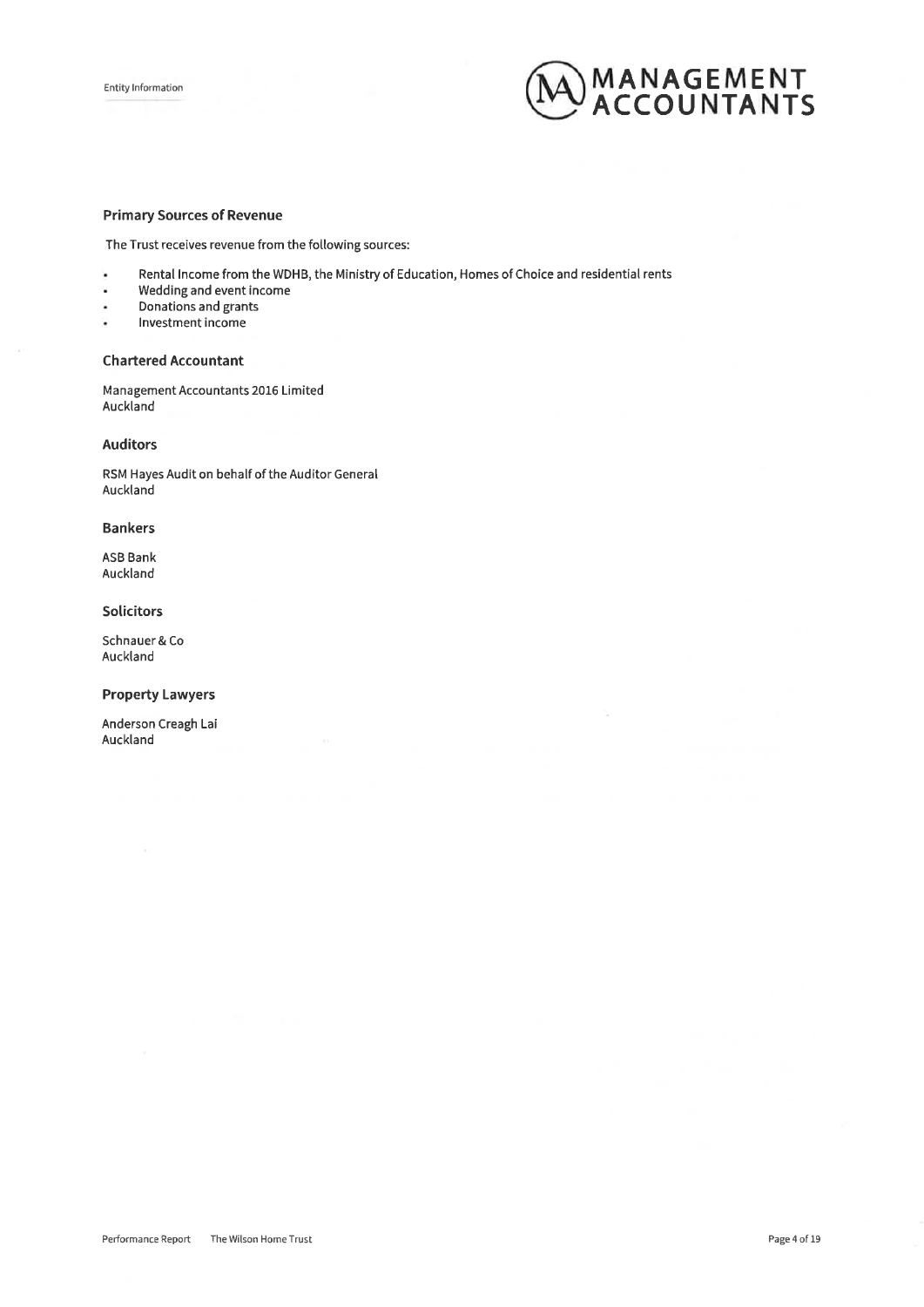## Primary Sources of Revenue

The Trust receives revenue from the following sources:

- Rental Income from the WDHB, the Ministry of Education, Homes of Choice and residential rents
- Wedding and event income
- Donations and grants
- Investment income

## Chartered Accountant

Management Accountants 2016 Limited
Auckland

## Auditors

RSM Hayes Audit on behalf of the Auditor General
Auckland

## Bankers

ASB Bank
Auckland

## Solicitors

Schnauer & Co
Auckland

## Property Lawyers

Anderson Creagh Lai
Auckland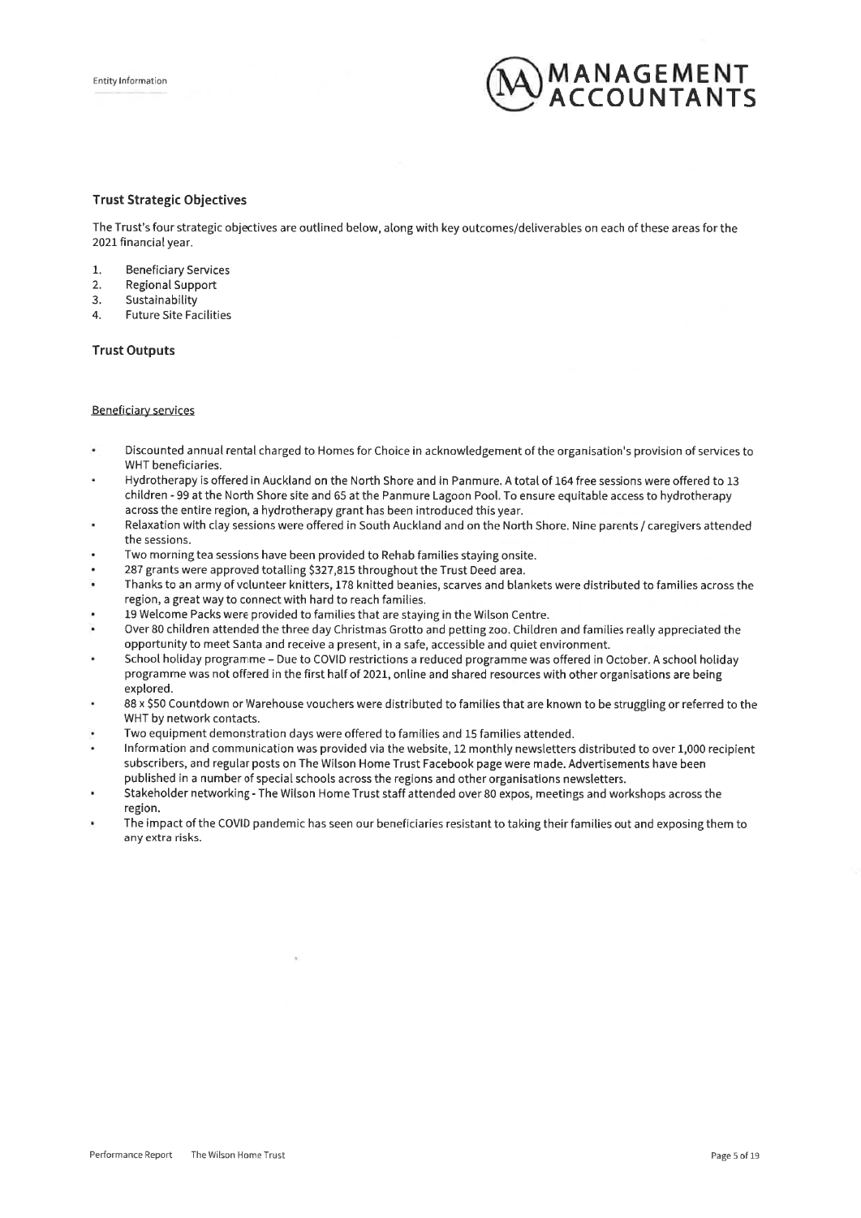## Trust Strategic Objectives

The Trust's four strategic objectives are outlined below, along with key outcomes/deliverables on each of these areas for the 2021 financial year.

1. Beneficiary Services
2. Regional Support
3. Sustainability
4. Future Site Facilities

## Trust Outputs

### Beneficiary services

- Discounted annual rental charged to Homes for Choice in acknowledgement of the organisation's provision of services to WHT beneficiaries.
- Hydrotherapy is offered in Auckland on the North Shore and in Panmure. A total of 164 free sessions were offered to 13 children - 99 at the North Shore site and 65 at the Panmure Lagoon Pool. To ensure equitable access to hydrotherapy across the entire region, a hydrotherapy grant has been introduced this year.
- Relaxation with clay sessions were offered in South Auckland and on the North Shore. Nine parents / caregivers attended the sessions.
- Two morning tea sessions have been provided to Rehab families staying onsite.
- 287 grants were approved totalling $327,815 throughout the Trust Deed area.
- Thanks to an army of volunteer knitters, 178 knitted beanies, scarves and blankets were distributed to families across the region, a great way to connect with hard to reach families.
- 19 Welcome Packs were provided to families that are staying in the Wilson Centre.
- Over 80 children attended the three day Christmas Grotto and petting zoo. Children and families really appreciated the opportunity to meet Santa and receive a present, in a safe, accessible and quiet environment.
- School holiday programme – Due to COVID restrictions a reduced programme was offered in October. A school holiday programme was not offered in the first half of 2021, online and shared resources with other organisations are being explored.
- 88 x $50 Countdown or Warehouse vouchers were distributed to families that are known to be struggling or referred to the WHT by network contacts.
- Two equipment demonstration days were offered to families and 15 families attended.
- Information and communication was provided via the website, 12 monthly newsletters distributed to over 1,000 recipient subscribers, and regular posts on The Wilson Home Trust Facebook page were made. Advertisements have been published in a number of special schools across the regions and other organisations newsletters.
- Stakeholder networking - The Wilson Home Trust staff attended over 80 expos, meetings and workshops across the region.
- The impact of the COVID pandemic has seen our beneficiaries resistant to taking their families out and exposing them to any extra risks.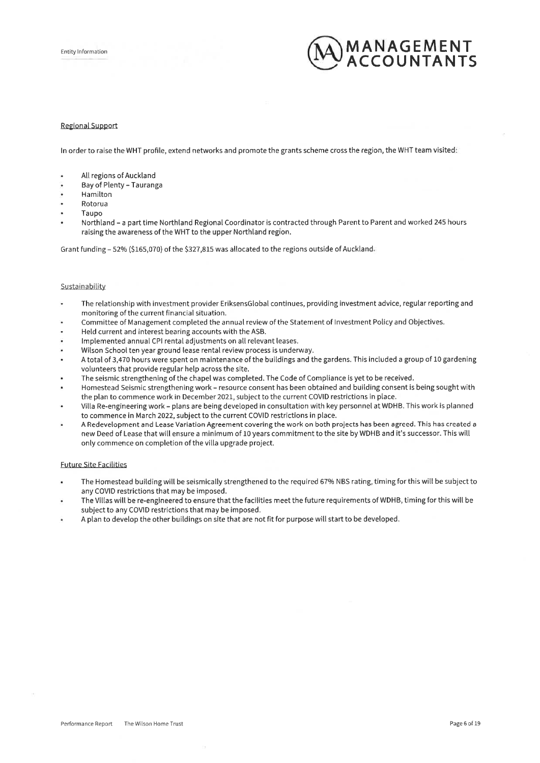### Regional Support

In order to raise the WHT profile, extend networks and promote the grants scheme cross the region, the WHT team visited:

- All regions of Auckland
- Bay of Plenty – Tauranga
- Hamilton
- Rotorua
- Taupo
- Northland – a part time Northland Regional Coordinator is contracted through Parent to Parent and worked 245 hours raising the awareness of the WHT to the upper Northland region.

Grant funding – 52% ($165,070) of the $327,815 was allocated to the regions outside of Auckland.

### Sustainability

- The relationship with investment provider EriksensGlobal continues, providing investment advice, regular reporting and monitoring of the current financial situation.
- Committee of Management completed the annual review of the Statement of Investment Policy and Objectives.
- Held current and interest bearing accounts with the ASB.
- Implemented annual CPI rental adjustments on all relevant leases.
- Wilson School ten year ground lease rental review process is underway.
- A total of 3,470 hours were spent on maintenance of the buildings and the gardens. This included a group of 10 gardening volunteers that provide regular help across the site.
- The seismic strengthening of the chapel was completed. The Code of Compliance is yet to be received.
- Homestead Seismic strengthening work – resource consent has been obtained and building consent is being sought with the plan to commence work in December 2021, subject to the current COVID restrictions in place.
- Villa Re-engineering work – plans are being developed in consultation with key personnel at WDHB. This work is planned to commence in March 2022, subject to the current COVID restrictions in place.
- A Redevelopment and Lease Variation Agreement covering the work on both projects has been agreed. This has created a new Deed of Lease that will ensure a minimum of 10 years commitment to the site by WDHB and it's successor. This will only commence on completion of the villa upgrade project.

### Future Site Facilities

- The Homestead building will be seismically strengthened to the required 67% NBS rating, timing for this will be subject to any COVID restrictions that may be imposed.
- The Villas will be re-engineered to ensure that the facilities meet the future requirements of WDHB, timing for this will be subject to any COVID restrictions that may be imposed.
- A plan to develop the other buildings on site that are not fit for purpose will start to be developed.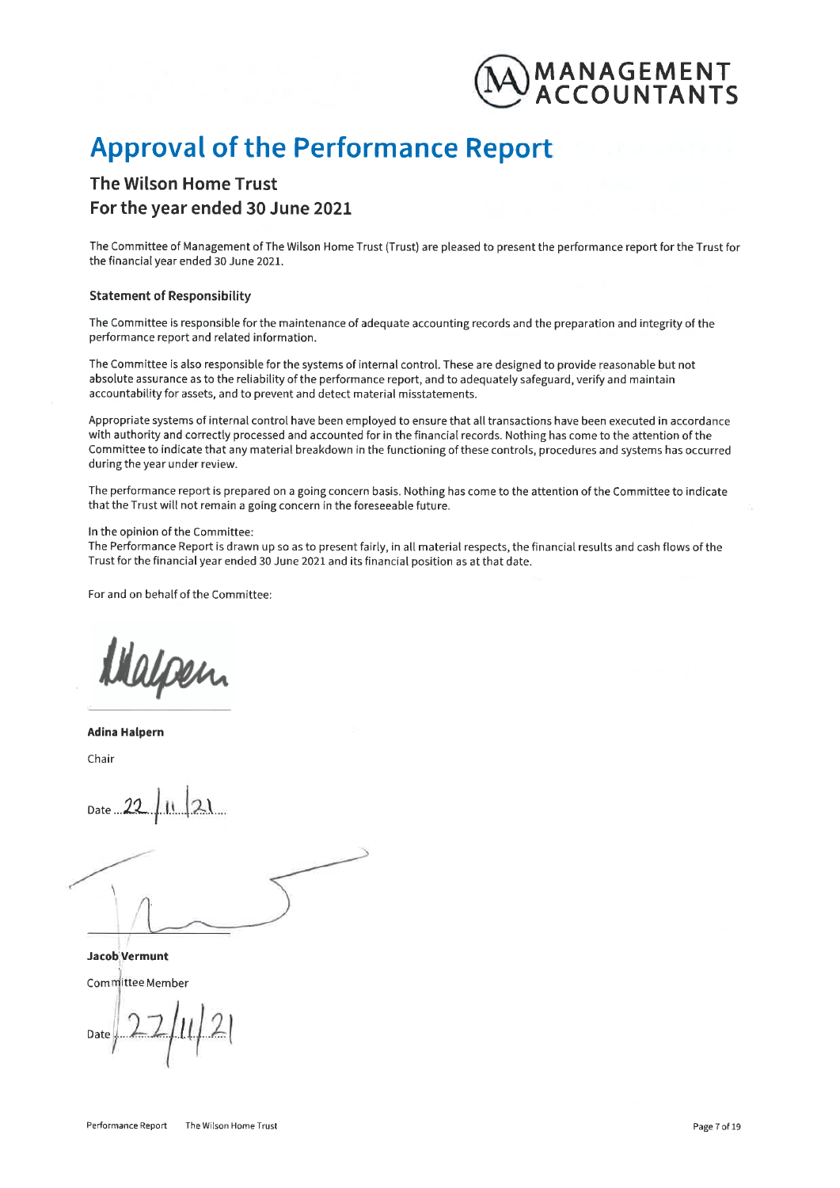# Approval of the Performance Report

## The Wilson Home Trust

## For the year ended 30 June 2021

The Committee of Management of The Wilson Home Trust (Trust) are pleased to present the performance report for the Trust for the financial year ended 30 June 2021.

### Statement of Responsibility

The Committee is responsible for the maintenance of adequate accounting records and the preparation and integrity of the performance report and related information.

The Committee is also responsible for the systems of internal control. These are designed to provide reasonable but not absolute assurance as to the reliability of the performance report, and to adequately safeguard, verify and maintain accountability for assets, and to prevent and detect material misstatements.

Appropriate systems of internal control have been employed to ensure that all transactions have been executed in accordance with authority and correctly processed and accounted for in the financial records. Nothing has come to the attention of the Committee to indicate that any material breakdown in the functioning of these controls, procedures and systems has occurred during the year under review.

The performance report is prepared on a going concern basis. Nothing has come to the attention of the Committee to indicate that the Trust will not remain a going concern in the foreseeable future.

In the opinion of the Committee:
The Performance Report is drawn up so as to present fairly, in all material respects, the financial results and cash flows of the Trust for the financial year ended 30 June 2021 and its financial position as at that date.

For and on behalf of the Committee:

**Adina Halpern**

Chair

Date 22/11/21

**Jacob Vermunt**

Committee Member

Date 22/11/21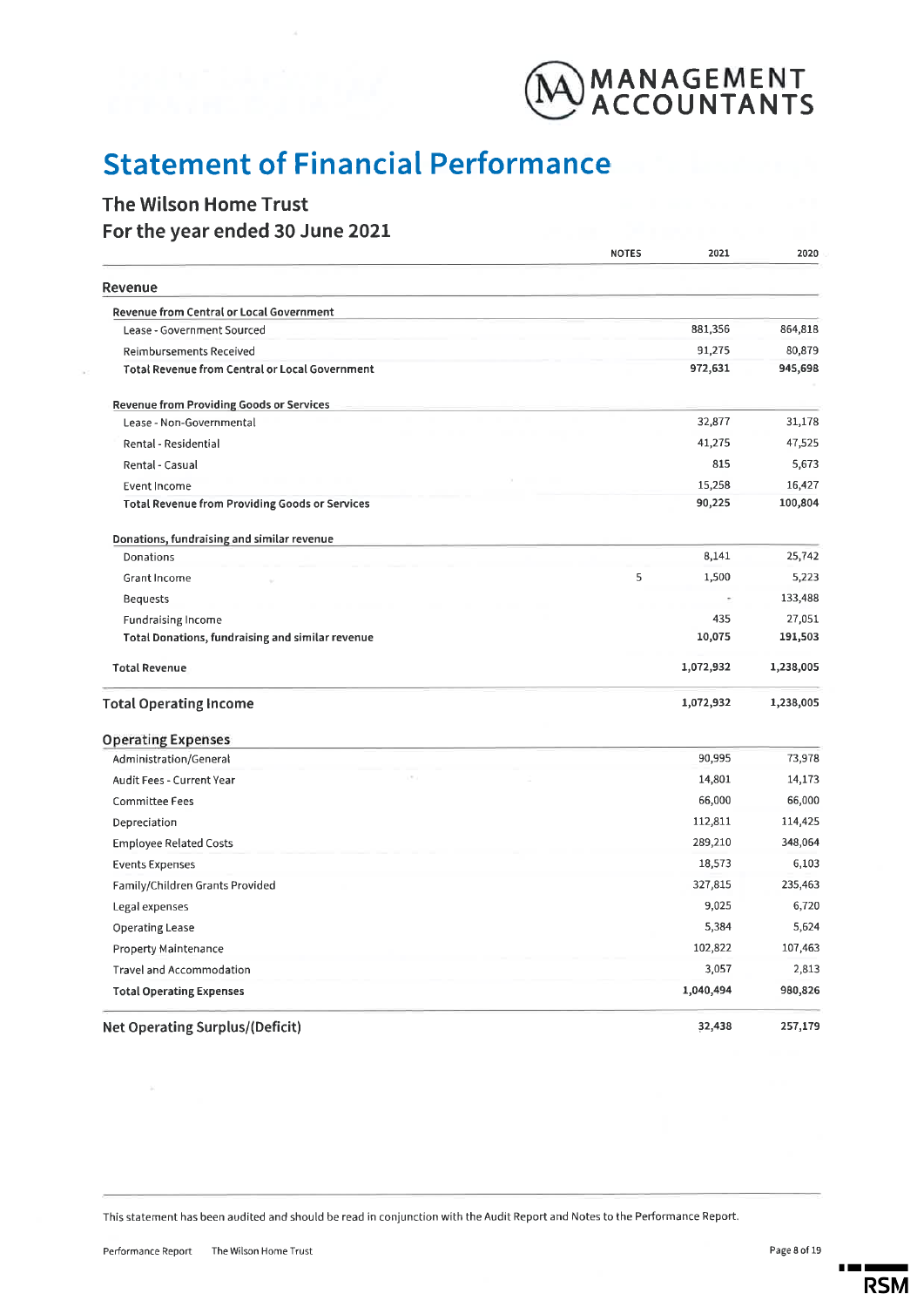# Statement of Financial Performance

## The Wilson Home Trust

## For the year ended 30 June 2021

| | NOTES | 2021 | 2020 |
|---|---|---|---|
| **Revenue** | | | |
| **Revenue from Central or Local Government** | | | |
| Lease - Government Sourced | | 881,356 | 864,818 |
| Reimbursements Received | | 91,275 | 80,879 |
| **Total Revenue from Central or Local Government** | | **972,631** | **945,698** |
| **Revenue from Providing Goods or Services** | | | |
| Lease - Non-Governmental | | 32,877 | 31,178 |
| Rental - Residential | | 41,275 | 47,525 |
| Rental - Casual | | 815 | 5,673 |
| Event Income | | 15,258 | 16,427 |
| **Total Revenue from Providing Goods or Services** | | **90,225** | **100,804** |
| **Donations, fundraising and similar revenue** | | | |
| Donations | | 8,141 | 25,742 |
| Grant Income | 5 | 1,500 | 5,223 |
| Bequests | | - | 133,488 |
| Fundraising Income | | 435 | 27,051 |
| **Total Donations, fundraising and similar revenue** | | **10,075** | **191,503** |
| **Total Revenue** | | **1,072,932** | **1,238,005** |
| **Total Operating Income** | | **1,072,932** | **1,238,005** |
| **Operating Expenses** | | | |
| Administration/General | | 90,995 | 73,978 |
| Audit Fees - Current Year | | 14,801 | 14,173 |
| Committee Fees | | 66,000 | 66,000 |
| Depreciation | | 112,811 | 114,425 |
| Employee Related Costs | | 289,210 | 348,064 |
| Events Expenses | | 18,573 | 6,103 |
| Family/Children Grants Provided | | 327,815 | 235,463 |
| Legal expenses | | 9,025 | 6,720 |
| Operating Lease | | 5,384 | 5,624 |
| Property Maintenance | | 102,822 | 107,463 |
| Travel and Accommodation | | 3,057 | 2,813 |
| **Total Operating Expenses** | | **1,040,494** | **980,826** |
| **Net Operating Surplus/(Deficit)** | | **32,438** | **257,179** |

This statement has been audited and should be read in conjunction with the Audit Report and Notes to the Performance Report.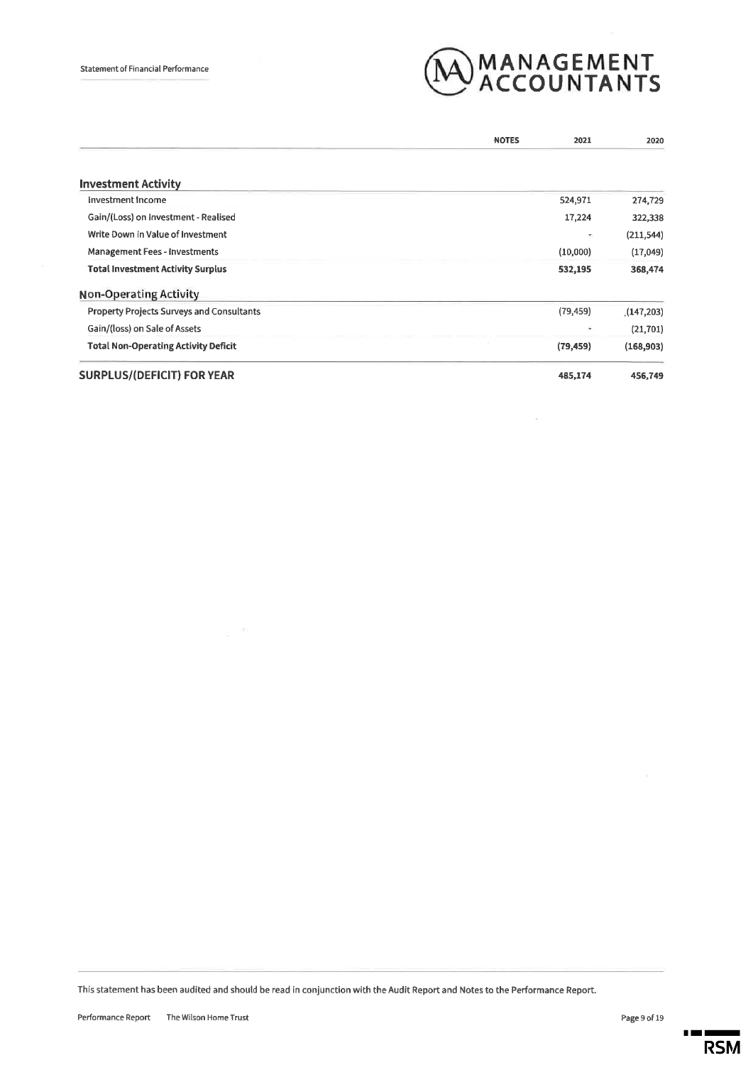| | NOTES | 2021 | 2020 |
|---|---|---|---|
| **Investment Activity** | | | |
| Investment Income | | 524,971 | 274,729 |
| Gain/(Loss) on Investment - Realised | | 17,224 | 322,338 |
| Write Down in Value of Investment | | - | (211,544) |
| Management Fees - Investments | | (10,000) | (17,049) |
| **Total Investment Activity Surplus** | | **532,195** | **368,474** |
| **Non-Operating Activity** | | | |
| Property Projects Surveys and Consultants | | (79,459) | (147,203) |
| Gain/(loss) on Sale of Assets | | - | (21,701) |
| **Total Non-Operating Activity Deficit** | | **(79,459)** | **(168,903)** |
| **SURPLUS/(DEFICIT) FOR YEAR** | | **485,174** | **456,749** |

This statement has been audited and should be read in conjunction with the Audit Report and Notes to the Performance Report.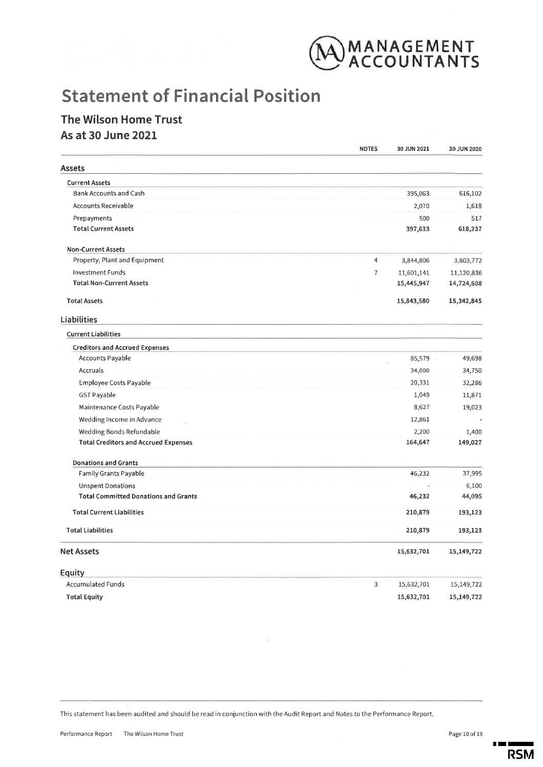# Statement of Financial Position

## The Wilson Home Trust

## As at 30 June 2021

| | NOTES | 30 JUN 2021 | 30 JUN 2020 |
|---|---|---|---|
| **Assets** | | | |
| **Current Assets** | | | |
| Bank Accounts and Cash | | 395,063 | 616,102 |
| Accounts Receivable | | 2,070 | 1,618 |
| Prepayments | | 500 | 517 |
| **Total Current Assets** | | **397,633** | **618,237** |
| **Non-Current Assets** | | | |
| Property, Plant and Equipment | 4 | 3,844,806 | 3,603,772 |
| Investment Funds | 7 | 11,601,141 | 11,120,836 |
| **Total Non-Current Assets** | | **15,445,947** | **14,724,608** |
| **Total Assets** | | **15,843,580** | **15,342,845** |
| **Liabilities** | | | |
| **Current Liabilities** | | | |
| **Creditors and Accrued Expenses** | | | |
| Accounts Payable | | 85,579 | 49,698 |
| Accruals | | 34,000 | 34,750 |
| Employee Costs Payable | | 20,331 | 32,286 |
| GST Payable | | 1,049 | 11,871 |
| Maintenance Costs Payable | | 8,627 | 19,023 |
| Wedding Income in Advance | | 12,861 | - |
| Wedding Bonds Refundable | | 2,200 | 1,400 |
| **Total Creditors and Accrued Expenses** | | **164,647** | **149,027** |
| **Donations and Grants** | | | |
| Family Grants Payable | | 46,232 | 37,995 |
| Unspent Donations | | - | 6,100 |
| **Total Committed Donations and Grants** | | **46,232** | **44,095** |
| **Total Current Liabilities** | | **210,879** | **193,123** |
| **Total Liabilities** | | **210,879** | **193,123** |
| **Net Assets** | | **15,632,701** | **15,149,722** |
| **Equity** | | | |
| Accumulated Funds | 3 | 15,632,701 | 15,149,722 |
| **Total Equity** | | **15,632,701** | **15,149,722** |

This statement has been audited and should be read in conjunction with the Audit Report and Notes to the Performance Report.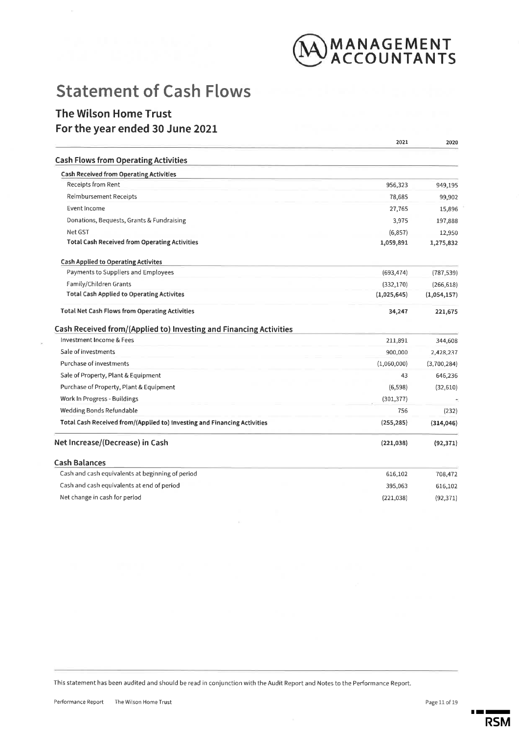# Statement of Cash Flows

## The Wilson Home Trust

## For the year ended 30 June 2021

| | 2021 | 2020 |
|---|---|---|
| **Cash Flows from Operating Activities** | | |
| **Cash Received from Operating Activities** | | |
| Receipts from Rent | 956,323 | 949,195 |
| Reimbursement Receipts | 78,685 | 99,902 |
| Event Income | 27,765 | 15,896 |
| Donations, Bequests, Grants & Fundraising | 3,975 | 197,888 |
| Net GST | (6,857) | 12,950 |
| **Total Cash Received from Operating Activities** | **1,059,891** | **1,275,832** |
| **Cash Applied to Operating Activites** | | |
| Payments to Suppliers and Employees | (693,474) | (787,539) |
| Family/Children Grants | (332,170) | (266,618) |
| **Total Cash Applied to Operating Activites** | **(1,025,645)** | **(1,054,157)** |
| **Total Net Cash Flows from Operating Activities** | **34,247** | **221,675** |
| **Cash Received from/(Applied to) Investing and Financing Activities** | | |
| Investment Income & Fees | 211,891 | 344,608 |
| Sale of investments | 900,000 | 2,428,237 |
| Purchase of investments | (1,060,000) | (3,700,284) |
| Sale of Property, Plant & Equipment | 43 | 646,236 |
| Purchase of Property, Plant & Equipment | (6,598) | (32,610) |
| Work In Progress - Buildings | (301,377) | - |
| Wedding Bonds Refundable | 756 | (232) |
| **Total Cash Received from/(Applied to) Investing and Financing Activities** | **(255,285)** | **(314,046)** |
| **Net Increase/(Decrease) in Cash** | **(221,038)** | **(92,371)** |
| **Cash Balances** | | |
| Cash and cash equivalents at beginning of period | 616,102 | 708,472 |
| Cash and cash equivalents at end of period | 395,063 | 616,102 |
| Net change in cash for period | (221,038) | (92,371) |

This statement has been audited and should be read in conjunction with the Audit Report and Notes to the Performance Report.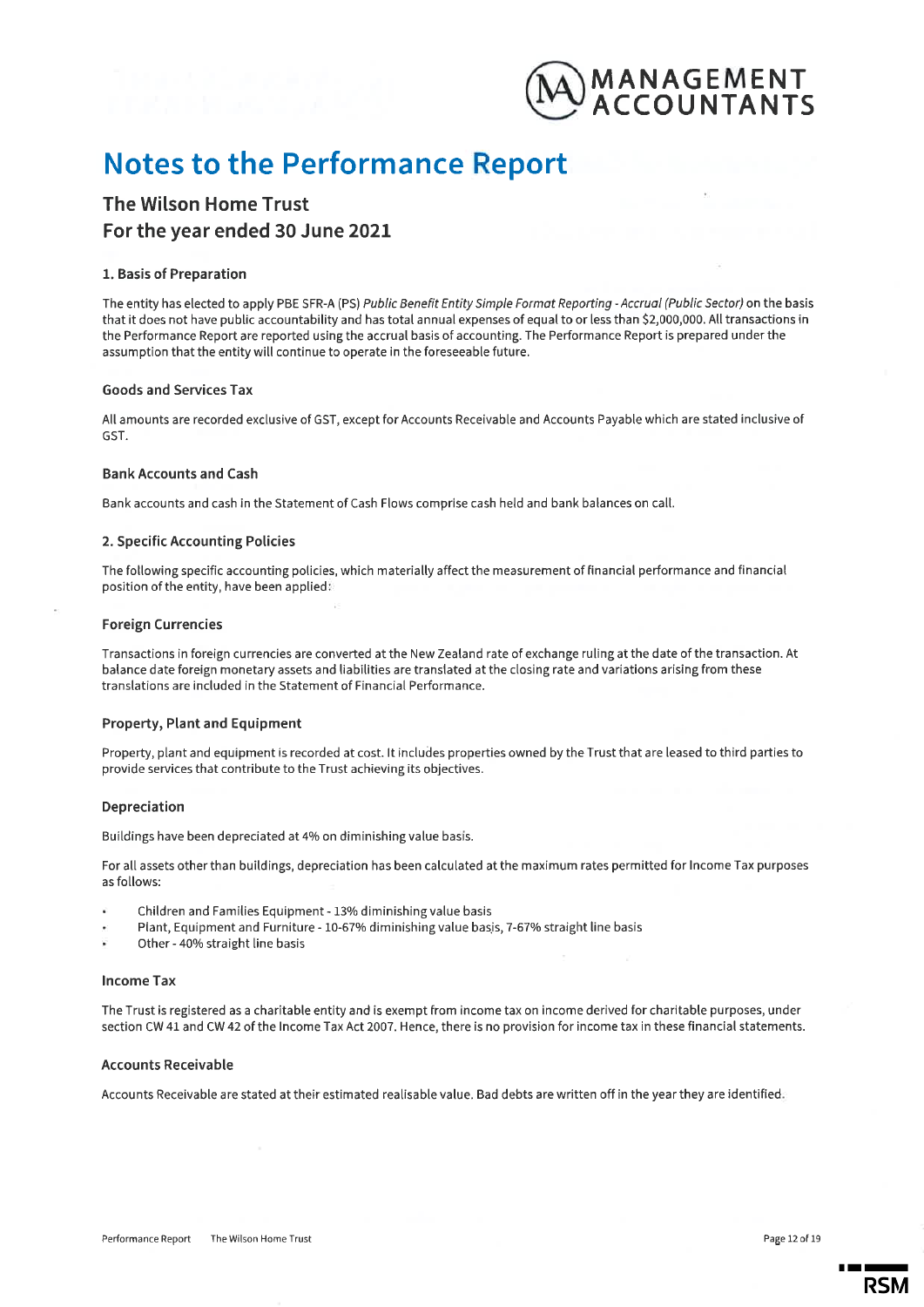# Notes to the Performance Report

## The Wilson Home Trust
## For the year ended 30 June 2021

### 1. Basis of Preparation

The entity has elected to apply PBE SFR-A (PS) *Public Benefit Entity Simple Format Reporting - Accrual (Public Sector)* on the basis that it does not have public accountability and has total annual expenses of equal to or less than $2,000,000. All transactions in the Performance Report are reported using the accrual basis of accounting. The Performance Report is prepared under the assumption that the entity will continue to operate in the foreseeable future.

#### Goods and Services Tax

All amounts are recorded exclusive of GST, except for Accounts Receivable and Accounts Payable which are stated inclusive of GST.

#### Bank Accounts and Cash

Bank accounts and cash in the Statement of Cash Flows comprise cash held and bank balances on call.

### 2. Specific Accounting Policies

The following specific accounting policies, which materially affect the measurement of financial performance and financial position of the entity, have been applied:

#### Foreign Currencies

Transactions in foreign currencies are converted at the New Zealand rate of exchange ruling at the date of the transaction. At balance date foreign monetary assets and liabilities are translated at the closing rate and variations arising from these translations are included in the Statement of Financial Performance.

#### Property, Plant and Equipment

Property, plant and equipment is recorded at cost. It includes properties owned by the Trust that are leased to third parties to provide services that contribute to the Trust achieving its objectives.

#### Depreciation

Buildings have been depreciated at 4% on diminishing value basis.

For all assets other than buildings, depreciation has been calculated at the maximum rates permitted for Income Tax purposes as follows:

- Children and Families Equipment - 13% diminishing value basis
- Plant, Equipment and Furniture - 10-67% diminishing value basis, 7-67% straight line basis
- Other - 40% straight line basis

#### Income Tax

The Trust is registered as a charitable entity and is exempt from income tax on income derived for charitable purposes, under section CW 41 and CW 42 of the Income Tax Act 2007. Hence, there is no provision for income tax in these financial statements.

#### Accounts Receivable

Accounts Receivable are stated at their estimated realisable value. Bad debts are written off in the year they are identified.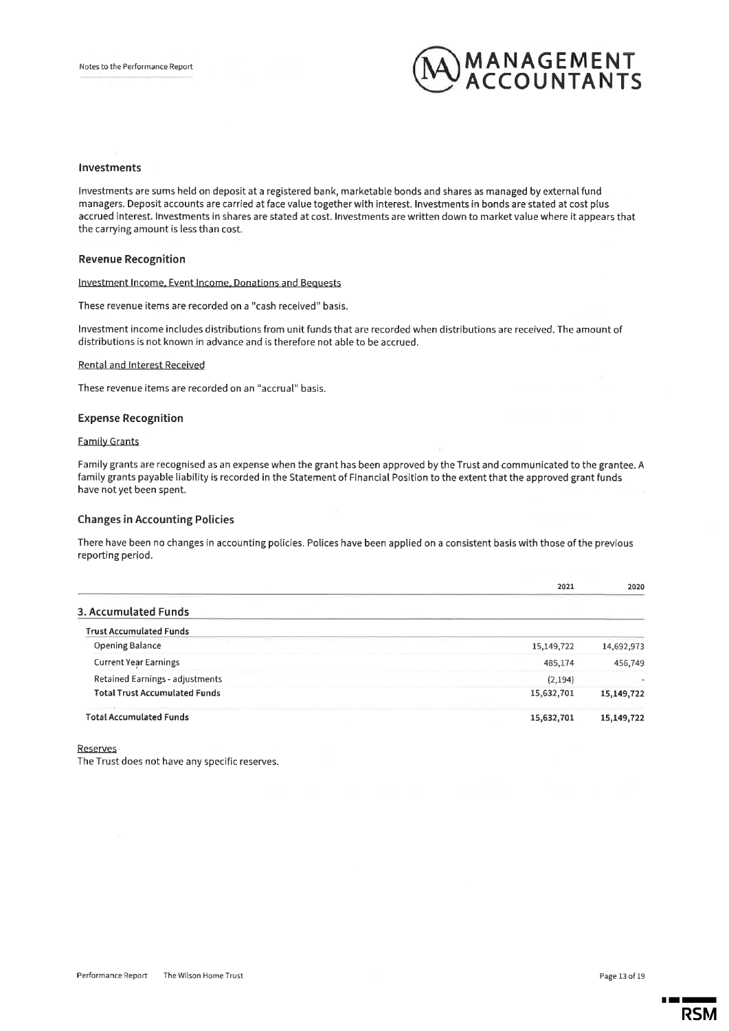### Investments

Investments are sums held on deposit at a registered bank, marketable bonds and shares as managed by external fund managers. Deposit accounts are carried at face value together with interest. Investments in bonds are stated at cost plus accrued interest. Investments in shares are stated at cost. Investments are written down to market value where it appears that the carrying amount is less than cost.

### Revenue Recognition

Investment Income, Event Income, Donations and Bequests

These revenue items are recorded on a "cash received" basis.

Investment income includes distributions from unit funds that are recorded when distributions are received. The amount of distributions is not known in advance and is therefore not able to be accrued.

Rental and Interest Received

These revenue items are recorded on an "accrual" basis.

### Expense Recognition

Family Grants

Family grants are recognised as an expense when the grant has been approved by the Trust and communicated to the grantee. A family grants payable liability is recorded in the Statement of Financial Position to the extent that the approved grant funds have not yet been spent.

### Changes in Accounting Policies

There have been no changes in accounting policies. Polices have been applied on a consistent basis with those of the previous reporting period.

| | 2021 | 2020 |
|---|---|---|
| **3. Accumulated Funds** | | |
| **Trust Accumulated Funds** | | |
| Opening Balance | 15,149,722 | 14,692,973 |
| Current Year Earnings | 485,174 | 456,749 |
| Retained Earnings - adjustments | (2,194) | - |
| **Total Trust Accumulated Funds** | 15,632,701 | 15,149,722 |
| **Total Accumulated Funds** | **15,632,701** | **15,149,722** |

Reserves

The Trust does not have any specific reserves.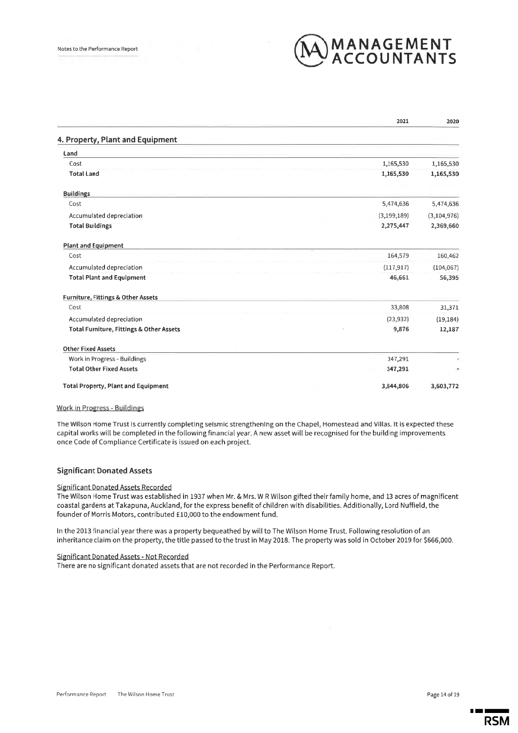| | 2021 | 2020 |
|---|---|---|
| **4. Property, Plant and Equipment** | | |
| **Land** | | |
| Cost | 1,165,530 | 1,165,530 |
| **Total Land** | **1,165,530** | **1,165,530** |
| **Buildings** | | |
| Cost | 5,474,636 | 5,474,636 |
| Accumulated depreciation | (3,199,189) | (3,104,976) |
| **Total Buildings** | **2,275,447** | **2,369,660** |
| **Plant and Equipment** | | |
| Cost | 164,579 | 160,462 |
| Accumulated depreciation | (117,917) | (104,067) |
| **Total Plant and Equipment** | **46,661** | **56,395** |
| **Furniture, Fittings & Other Assets** | | |
| Cost | 33,808 | 31,371 |
| Accumulated depreciation | (23,932) | (19,184) |
| **Total Furniture, Fittings & Other Assets** | **9,876** | **12,187** |
| **Other Fixed Assets** | | |
| Work in Progress - Buildings | 347,291 | - |
| **Total Other Fixed Assets** | **347,291** | **-** |
| **Total Property, Plant and Equipment** | **3,844,806** | **3,603,772** |

Work in Progress - Buildings

The Wilson Home Trust is currently completing seismic strengthening on the Chapel, Homestead and Villas. It is expected these capital works will be completed in the following financial year. A new asset will be recognised for the building improvements once Code of Compliance Certificate is issued on each project.

### Significant Donated Assets

Significant Donated Assets Recorded

The Wilson Home Trust was established in 1937 when Mr. & Mrs. W R Wilson gifted their family home, and 13 acres of magnificent coastal gardens at Takapuna, Auckland, for the express benefit of children with disabilities. Additionally, Lord Nuffield, the founder of Morris Motors, contributed £10,000 to the endowment fund.

In the 2013 financial year there was a property bequeathed by will to The Wilson Home Trust. Following resolution of an inheritance claim on the property, the title passed to the trust in May 2018. The property was sold in October 2019 for $666,000.

Significant Donated Assets - Not Recorded

There are no significant donated assets that are not recorded in the Performance Report.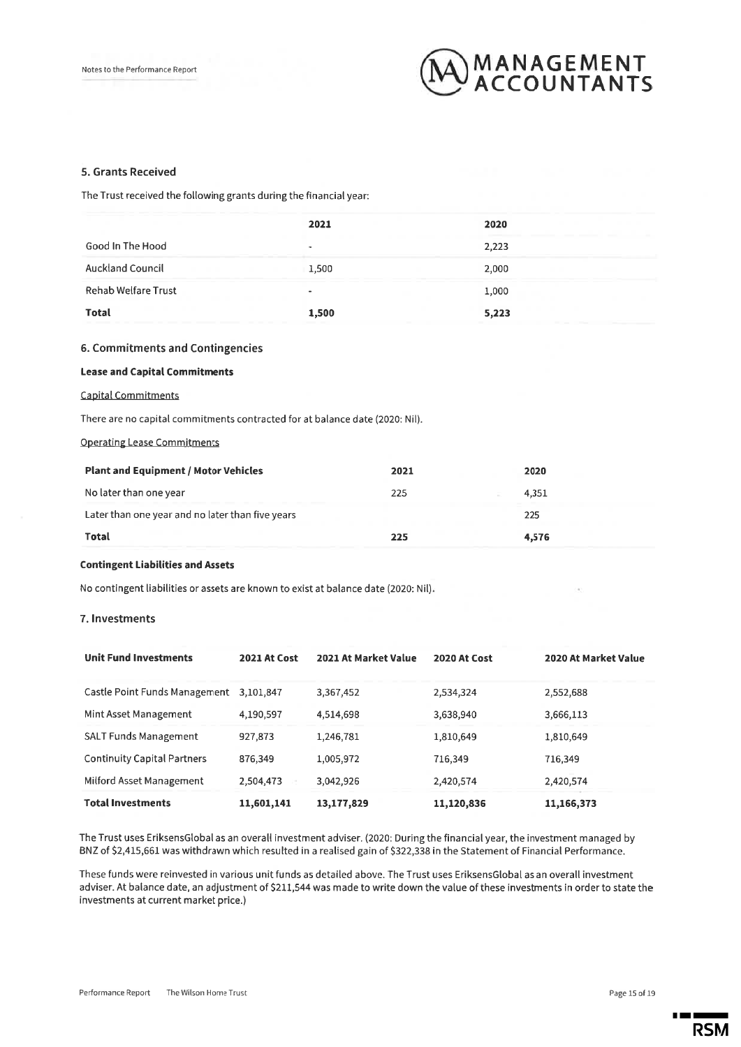### 5. Grants Received

The Trust received the following grants during the financial year:

| | 2021 | 2020 |
|---|---|---|
| Good In The Hood | - | 2,223 |
| Auckland Council | 1,500 | 2,000 |
| Rehab Welfare Trust | - | 1,000 |
| **Total** | **1,500** | **5,223** |

### 6. Commitments and Contingencies

#### Lease and Capital Commitments

Capital Commitments

There are no capital commitments contracted for at balance date (2020: Nil).

Operating Lease Commitments

| **Plant and Equipment / Motor Vehicles** | **2021** | **2020** |
|---|---|---|
| No later than one year | 225 | 4,351 |
| Later than one year and no later than five years | | 225 |
| **Total** | **225** | **4,576** |

#### Contingent Liabilities and Assets

No contingent liabilities or assets are known to exist at balance date (2020: Nil).

### 7. Investments

| **Unit Fund Investments** | **2021 At Cost** | **2021 At Market Value** | **2020 At Cost** | **2020 At Market Value** |
|---|---|---|---|---|
| Castle Point Funds Management | 3,101,847 | 3,367,452 | 2,534,324 | 2,552,688 |
| Mint Asset Management | 4,190,597 | 4,514,698 | 3,638,940 | 3,666,113 |
| SALT Funds Management | 927,873 | 1,246,781 | 1,810,649 | 1,810,649 |
| Continuity Capital Partners | 876,349 | 1,005,972 | 716,349 | 716,349 |
| Milford Asset Management | 2,504,473 | 3,042,926 | 2,420,574 | 2,420,574 |
| **Total Investments** | **11,601,141** | **13,177,829** | **11,120,836** | **11,166,373** |

The Trust uses EriksensGlobal as an overall investment adviser. (2020: During the financial year, the investment managed by BNZ of $2,415,661 was withdrawn which resulted in a realised gain of $322,338 in the Statement of Financial Performance.

These funds were reinvested in various unit funds as detailed above. The Trust uses EriksensGlobal as an overall investment adviser. At balance date, an adjustment of $211,544 was made to write down the value of these investments in order to state the investments at current market price.)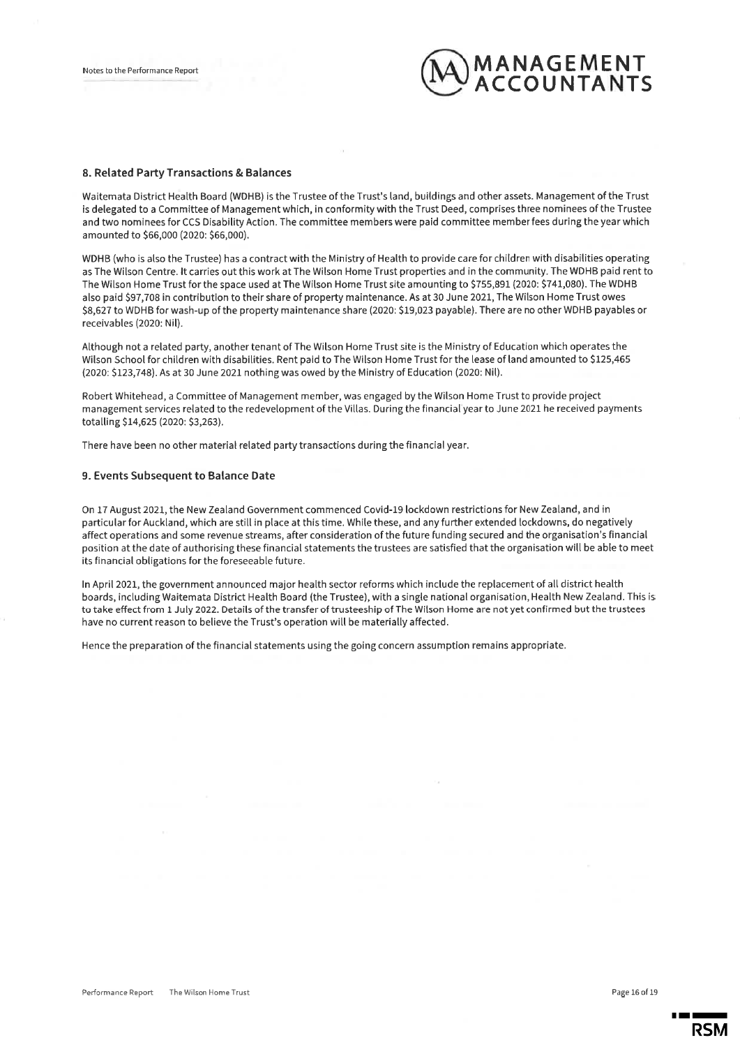## 8. Related Party Transactions & Balances

Waitemata District Health Board (WDHB) is the Trustee of the Trust's land, buildings and other assets. Management of the Trust is delegated to a Committee of Management which, in conformity with the Trust Deed, comprises three nominees of the Trustee and two nominees for CCS Disability Action. The committee members were paid committee member fees during the year which amounted to $66,000 (2020: $66,000).

WDHB (who is also the Trustee) has a contract with the Ministry of Health to provide care for children with disabilities operating as The Wilson Centre. It carries out this work at The Wilson Home Trust properties and in the community. The WDHB paid rent to The Wilson Home Trust for the space used at The Wilson Home Trust site amounting to $755,891 (2020: $741,080). The WDHB also paid $97,708 in contribution to their share of property maintenance. As at 30 June 2021, The Wilson Home Trust owes $8,627 to WDHB for wash-up of the property maintenance share (2020: $19,023 payable). There are no other WDHB payables or receivables (2020: Nil).

Although not a related party, another tenant of The Wilson Home Trust site is the Ministry of Education which operates the Wilson School for children with disabilities. Rent paid to The Wilson Home Trust for the lease of land amounted to $125,465 (2020: $123,748). As at 30 June 2021 nothing was owed by the Ministry of Education (2020: Nil).

Robert Whitehead, a Committee of Management member, was engaged by the Wilson Home Trust to provide project management services related to the redevelopment of the Villas. During the financial year to June 2021 he received payments totalling $14,625 (2020: $3,263).

There have been no other material related party transactions during the financial year.

## 9. Events Subsequent to Balance Date

On 17 August 2021, the New Zealand Government commenced Covid-19 lockdown restrictions for New Zealand, and in particular for Auckland, which are still in place at this time. While these, and any further extended lockdowns, do negatively affect operations and some revenue streams, after consideration of the future funding secured and the organisation's financial position at the date of authorising these financial statements the trustees are satisfied that the organisation will be able to meet its financial obligations for the foreseeable future.

In April 2021, the government announced major health sector reforms which include the replacement of all district health boards, including Waitemata District Health Board (the Trustee), with a single national organisation, Health New Zealand. This is to take effect from 1 July 2022. Details of the transfer of trusteeship of The Wilson Home are not yet confirmed but the trustees have no current reason to believe the Trust's operation will be materially affected.

Hence the preparation of the financial statements using the going concern assumption remains appropriate.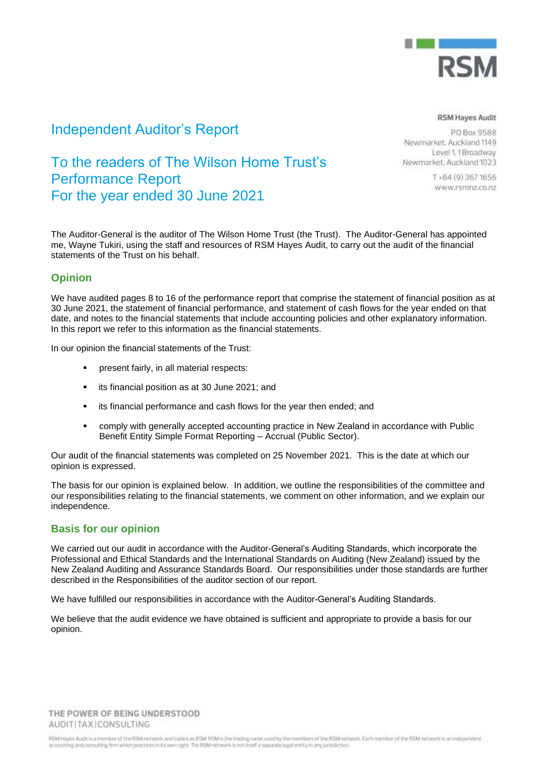RSM Hayes Audit

PO Box 9588
Newmarket, Auckland 1149
Level 1, 1 Broadway
Newmarket, Auckland 1023

T +64 (9) 367 1656
www.rsmnz.co.nz

# Independent Auditor's Report

# To the readers of The Wilson Home Trust's Performance Report For the year ended 30 June 2021

The Auditor-General is the auditor of The Wilson Home Trust (the Trust). The Auditor-General has appointed me, Wayne Tukiri, using the staff and resources of RSM Hayes Audit, to carry out the audit of the financial statements of the Trust on his behalf.

## Opinion

We have audited pages 8 to 16 of the performance report that comprise the statement of financial position as at 30 June 2021, the statement of financial performance, and statement of cash flows for the year ended on that date, and notes to the financial statements that include accounting policies and other explanatory information. In this report we refer to this information as the financial statements.

In our opinion the financial statements of the Trust:

- present fairly, in all material respects:
- its financial position as at 30 June 2021; and
- its financial performance and cash flows for the year then ended; and
- comply with generally accepted accounting practice in New Zealand in accordance with Public Benefit Entity Simple Format Reporting – Accrual (Public Sector).

Our audit of the financial statements was completed on 25 November 2021. This is the date at which our opinion is expressed.

The basis for our opinion is explained below. In addition, we outline the responsibilities of the committee and our responsibilities relating to the financial statements, we comment on other information, and we explain our independence.

## Basis for our opinion

We carried out our audit in accordance with the Auditor-General's Auditing Standards, which incorporate the Professional and Ethical Standards and the International Standards on Auditing (New Zealand) issued by the New Zealand Auditing and Assurance Standards Board. Our responsibilities under those standards are further described in the Responsibilities of the auditor section of our report.

We have fulfilled our responsibilities in accordance with the Auditor-General's Auditing Standards.

We believe that the audit evidence we have obtained is sufficient and appropriate to provide a basis for our opinion.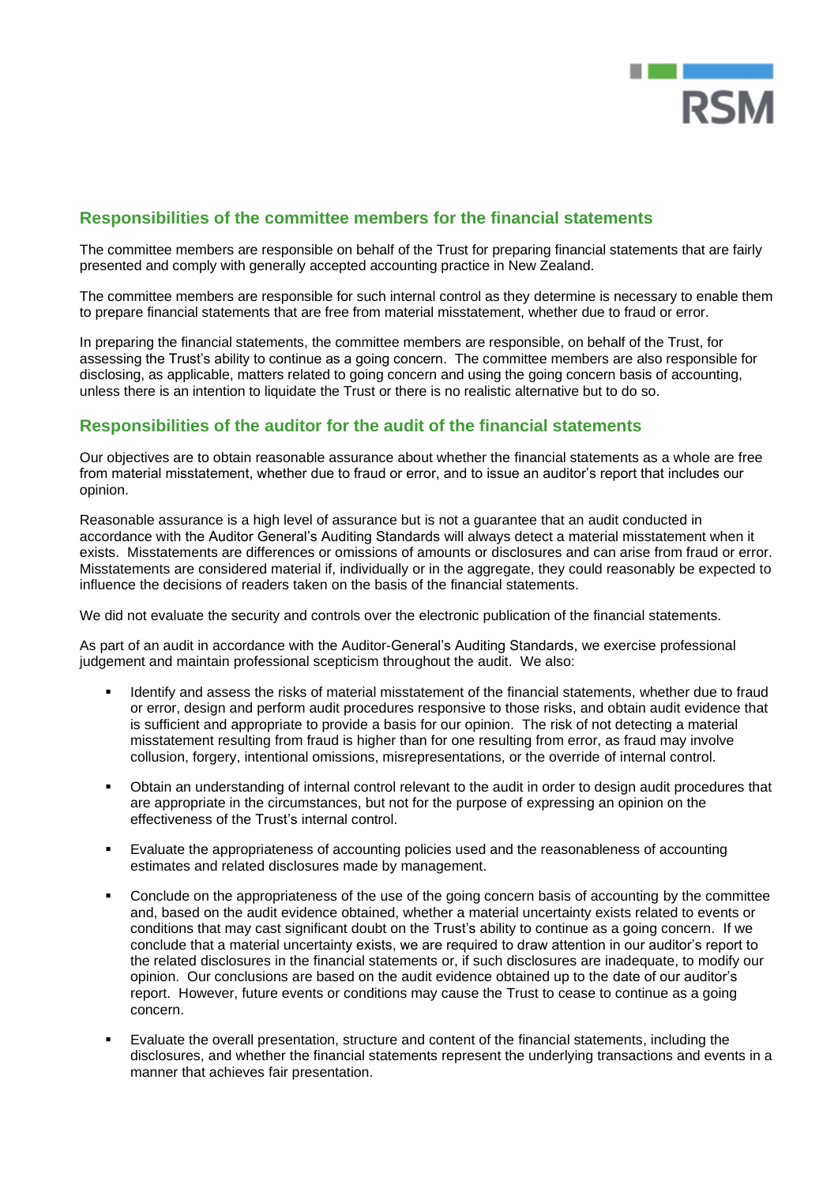## Responsibilities of the committee members for the financial statements

The committee members are responsible on behalf of the Trust for preparing financial statements that are fairly presented and comply with generally accepted accounting practice in New Zealand.

The committee members are responsible for such internal control as they determine is necessary to enable them to prepare financial statements that are free from material misstatement, whether due to fraud or error.

In preparing the financial statements, the committee members are responsible, on behalf of the Trust, for assessing the Trust's ability to continue as a going concern. The committee members are also responsible for disclosing, as applicable, matters related to going concern and using the going concern basis of accounting, unless there is an intention to liquidate the Trust or there is no realistic alternative but to do so.

## Responsibilities of the auditor for the audit of the financial statements

Our objectives are to obtain reasonable assurance about whether the financial statements as a whole are free from material misstatement, whether due to fraud or error, and to issue an auditor's report that includes our opinion.

Reasonable assurance is a high level of assurance but is not a guarantee that an audit conducted in accordance with the Auditor General's Auditing Standards will always detect a material misstatement when it exists. Misstatements are differences or omissions of amounts or disclosures and can arise from fraud or error. Misstatements are considered material if, individually or in the aggregate, they could reasonably be expected to influence the decisions of readers taken on the basis of the financial statements.

We did not evaluate the security and controls over the electronic publication of the financial statements.

As part of an audit in accordance with the Auditor-General's Auditing Standards, we exercise professional judgement and maintain professional scepticism throughout the audit. We also:

- Identify and assess the risks of material misstatement of the financial statements, whether due to fraud or error, design and perform audit procedures responsive to those risks, and obtain audit evidence that is sufficient and appropriate to provide a basis for our opinion. The risk of not detecting a material misstatement resulting from fraud is higher than for one resulting from error, as fraud may involve collusion, forgery, intentional omissions, misrepresentations, or the override of internal control.

- Obtain an understanding of internal control relevant to the audit in order to design audit procedures that are appropriate in the circumstances, but not for the purpose of expressing an opinion on the effectiveness of the Trust's internal control.

- Evaluate the appropriateness of accounting policies used and the reasonableness of accounting estimates and related disclosures made by management.

- Conclude on the appropriateness of the use of the going concern basis of accounting by the committee and, based on the audit evidence obtained, whether a material uncertainty exists related to events or conditions that may cast significant doubt on the Trust's ability to continue as a going concern. If we conclude that a material uncertainty exists, we are required to draw attention in our auditor's report to the related disclosures in the financial statements or, if such disclosures are inadequate, to modify our opinion. Our conclusions are based on the audit evidence obtained up to the date of our auditor's report. However, future events or conditions may cause the Trust to cease to continue as a going concern.

- Evaluate the overall presentation, structure and content of the financial statements, including the disclosures, and whether the financial statements represent the underlying transactions and events in a manner that achieves fair presentation.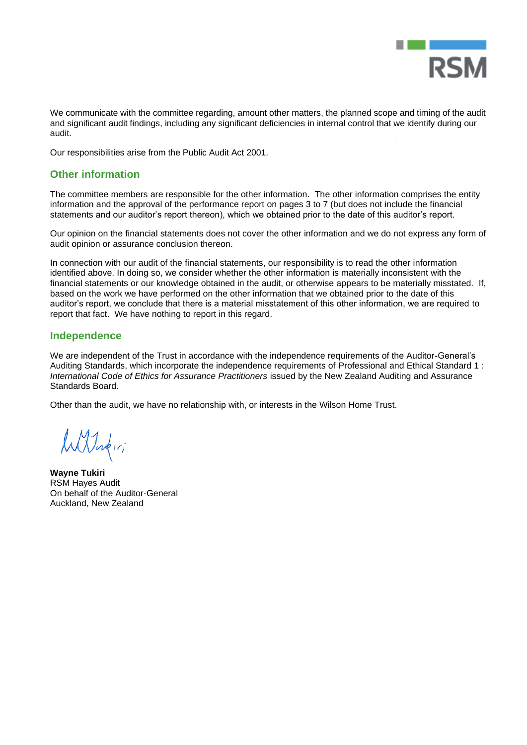We communicate with the committee regarding, amount other matters, the planned scope and timing of the audit and significant audit findings, including any significant deficiencies in internal control that we identify during our audit.

Our responsibilities arise from the Public Audit Act 2001.

## Other information

The committee members are responsible for the other information. The other information comprises the entity information and the approval of the performance report on pages 3 to 7 (but does not include the financial statements and our auditor's report thereon), which we obtained prior to the date of this auditor's report.

Our opinion on the financial statements does not cover the other information and we do not express any form of audit opinion or assurance conclusion thereon.

In connection with our audit of the financial statements, our responsibility is to read the other information identified above. In doing so, we consider whether the other information is materially inconsistent with the financial statements or our knowledge obtained in the audit, or otherwise appears to be materially misstated. If, based on the work we have performed on the other information that we obtained prior to the date of this auditor's report, we conclude that there is a material misstatement of this other information, we are required to report that fact. We have nothing to report in this regard.

## Independence

We are independent of the Trust in accordance with the independence requirements of the Auditor-General's Auditing Standards, which incorporate the independence requirements of Professional and Ethical Standard 1 : *International Code of Ethics for Assurance Practitioners* issued by the New Zealand Auditing and Assurance Standards Board.

Other than the audit, we have no relationship with, or interests in the Wilson Home Trust.

**Wayne Tukiri**
RSM Hayes Audit
On behalf of the Auditor-General
Auckland, New Zealand